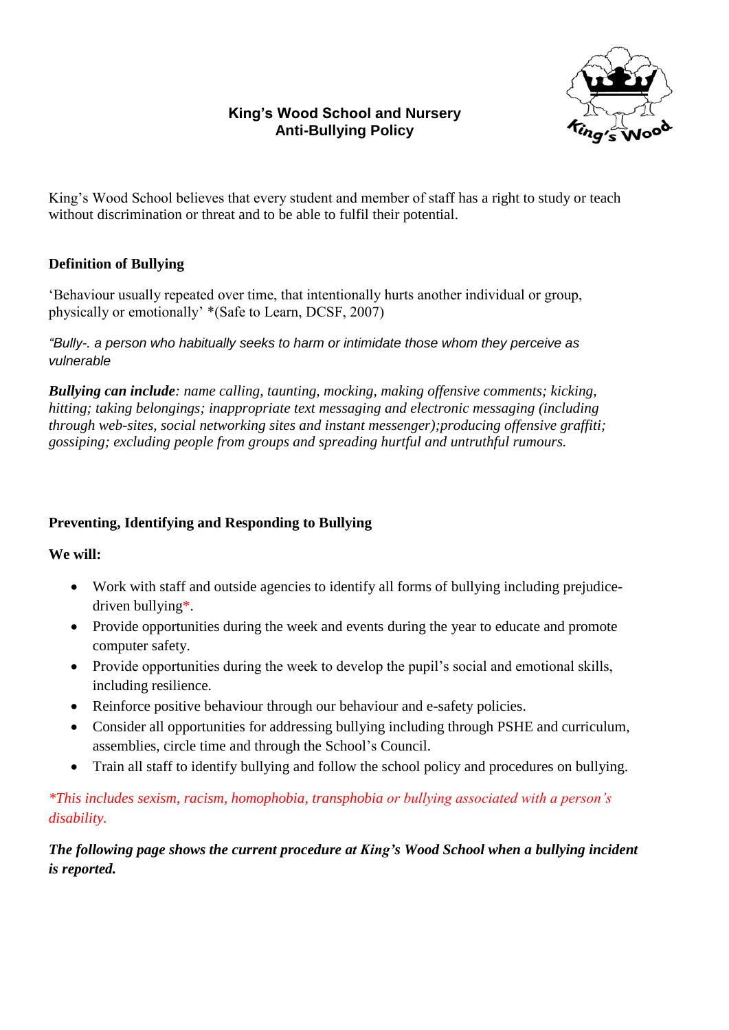# King's Wood School and Nursery
## Anti-Bullying Policy

King's Wood School believes that every student and member of staff has a right to study or teach without discrimination or threat and to be able to fulfil their potential.

### Definition of Bullying

'Behaviour usually repeated over time, that intentionally hurts another individual or group, physically or emotionally' *(Safe to Learn, DCSF, 2007)

*"Bully-. a person who habitually seeks to harm or intimidate those whom they perceive as vulnerable*

***Bullying can include**: name calling, taunting, mocking, making offensive comments; kicking, hitting; taking belongings; inappropriate text messaging and electronic messaging (including through web-sites, social networking sites and instant messenger);producing offensive graffiti; gossiping; excluding people from groups and spreading hurtful and untruthful rumours.*

### Preventing, Identifying and Responding to Bullying

**We will:**

- Work with staff and outside agencies to identify all forms of bullying including prejudice-driven bullying*.
- Provide opportunities during the week and events during the year to educate and promote computer safety.
- Provide opportunities during the week to develop the pupil's social and emotional skills, including resilience.
- Reinforce positive behaviour through our behaviour and e-safety policies.
- Consider all opportunities for addressing bullying including through PSHE and curriculum, assemblies, circle time and through the School's Council.
- Train all staff to identify bullying and follow the school policy and procedures on bullying.

*\*This includes sexism, racism, homophobia, transphobia or bullying associated with a person's disability.*

***The following page shows the current procedure at King's Wood School when a bullying incident is reported.***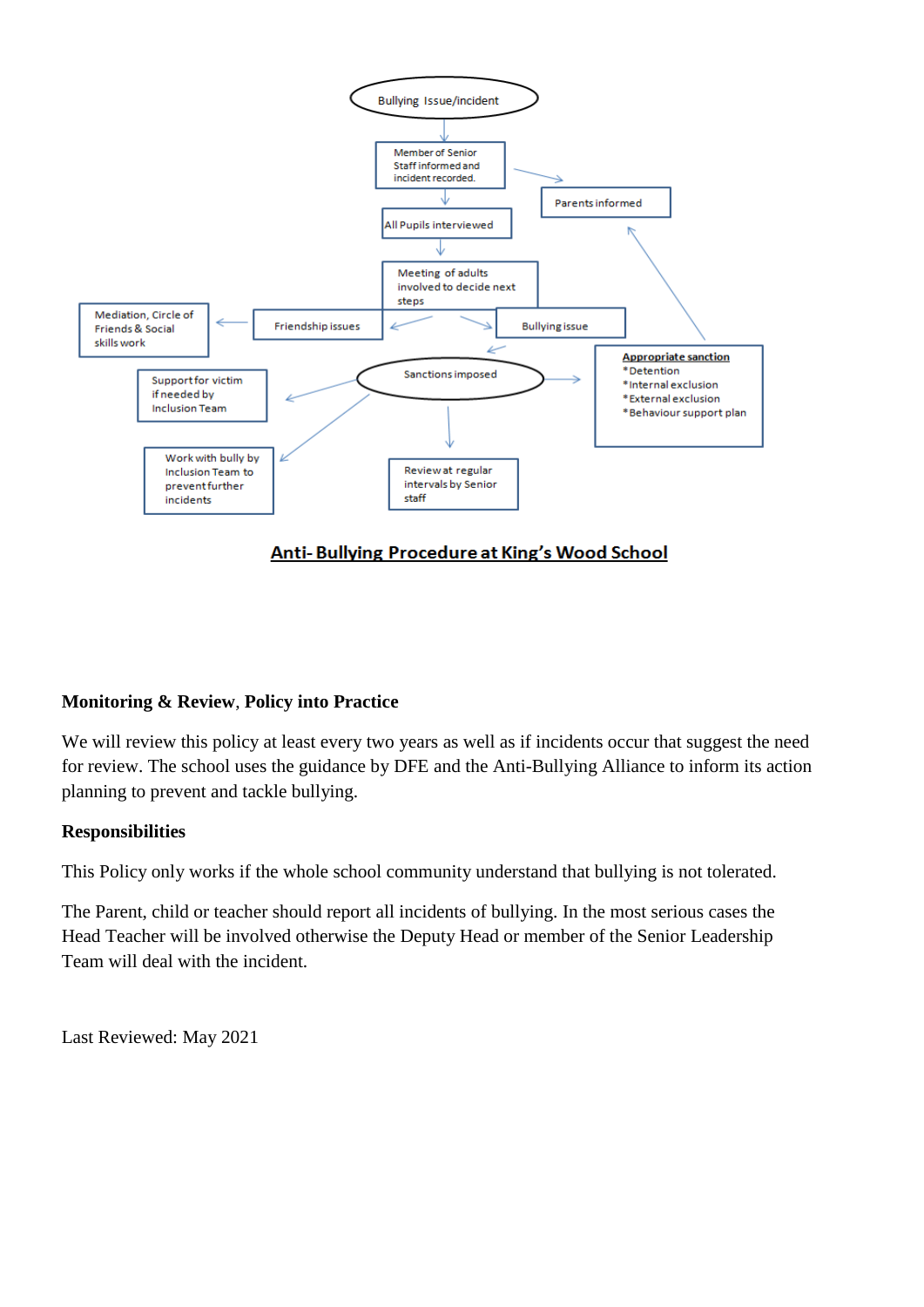Bullying Issue/incident

Member of Senior Staff informed and incident recorded.

Parents informed

All Pupils interviewed

Meeting of adults involved to decide next steps

Mediation, Circle of Friends & Social skills work

Friendship issues

Bullying issue

Appropriate sanction
*Detention
*Internal exclusion
*External exclusion
*Behaviour support plan

Sanctions imposed

Support for victim if needed by Inclusion Team

Work with bully by Inclusion Team to prevent further incidents

Review at regular intervals by Senior staff

**Anti- Bullying Procedure at King's Wood School**

**Monitoring & Review**, **Policy into Practice**

We will review this policy at least every two years as well as if incidents occur that suggest the need for review. The school uses the guidance by DFE and the Anti-Bullying Alliance to inform its action planning to prevent and tackle bullying.

**Responsibilities**

This Policy only works if the whole school community understand that bullying is not tolerated.

The Parent, child or teacher should report all incidents of bullying. In the most serious cases the Head Teacher will be involved otherwise the Deputy Head or member of the Senior Leadership Team will deal with the incident.

Last Reviewed: May 2021